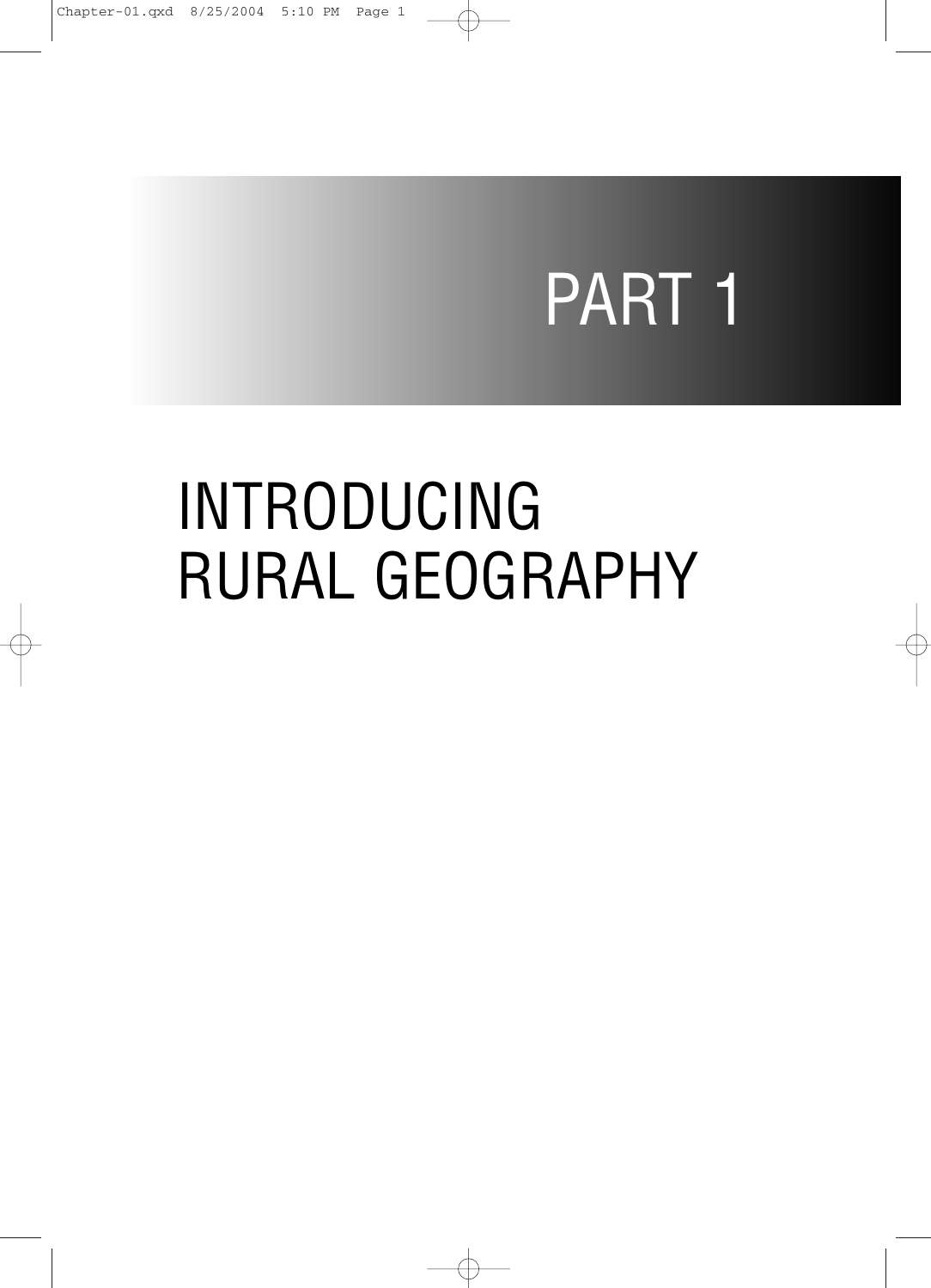# PART 1

# INTRODUCING RURAL GEOGRAPHY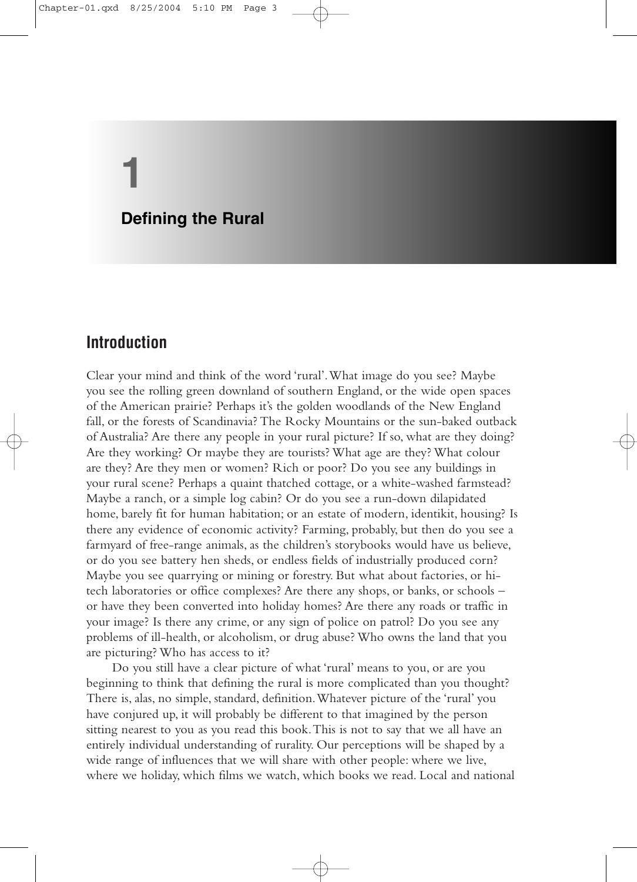# 1

# Defining the Rural

## Introduction

Clear your mind and think of the word 'rural'. What image do you see? Maybe you see the rolling green downland of southern England, or the wide open spaces of the American prairie? Perhaps it's the golden woodlands of the New England fall, or the forests of Scandinavia? The Rocky Mountains or the sun-baked outback of Australia? Are there any people in your rural picture? If so, what are they doing? Are they working? Or maybe they are tourists? What age are they? What colour are they? Are they men or women? Rich or poor? Do you see any buildings in your rural scene? Perhaps a quaint thatched cottage, or a white-washed farmstead? Maybe a ranch, or a simple log cabin? Or do you see a run-down dilapidated home, barely fit for human habitation; or an estate of modern, identikit, housing? Is there any evidence of economic activity? Farming, probably, but then do you see a farmyard of free-range animals, as the children's storybooks would have us believe, or do you see battery hen sheds, or endless fields of industrially produced corn? Maybe you see quarrying or mining or forestry. But what about factories, or hi-tech laboratories or office complexes? Are there any shops, or banks, or schools – or have they been converted into holiday homes? Are there any roads or traffic in your image? Is there any crime, or any sign of police on patrol? Do you see any problems of ill-health, or alcoholism, or drug abuse? Who owns the land that you are picturing? Who has access to it?

Do you still have a clear picture of what 'rural' means to you, or are you beginning to think that defining the rural is more complicated than you thought? There is, alas, no simple, standard, definition. Whatever picture of the 'rural' you have conjured up, it will probably be different to that imagined by the person sitting nearest to you as you read this book. This is not to say that we all have an entirely individual understanding of rurality. Our perceptions will be shaped by a wide range of influences that we will share with other people: where we live, where we holiday, which films we watch, which books we read. Local and national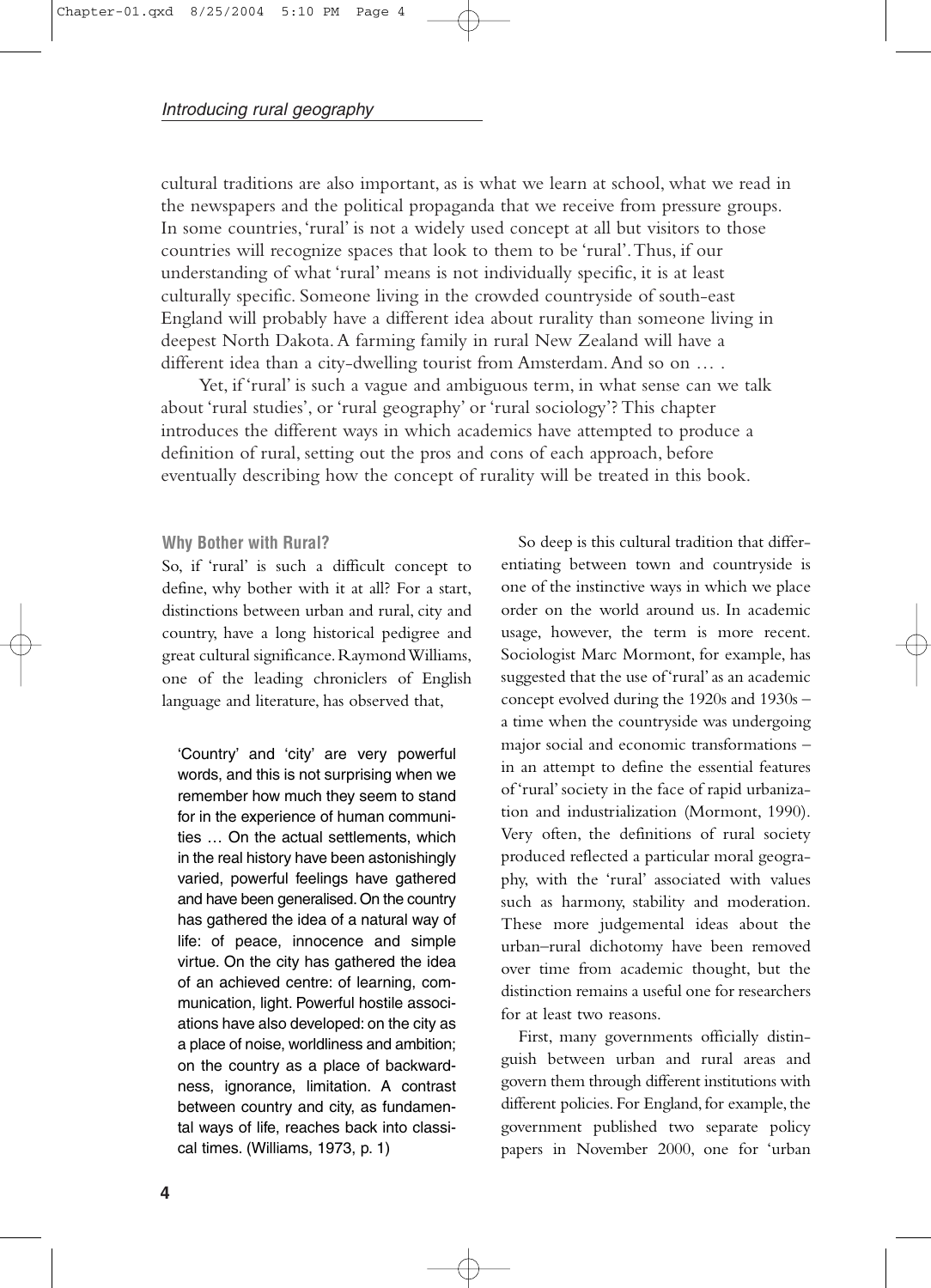cultural traditions are also important, as is what we learn at school, what we read in the newspapers and the political propaganda that we receive from pressure groups. In some countries, 'rural' is not a widely used concept at all but visitors to those countries will recognize spaces that look to them to be 'rural'. Thus, if our understanding of what 'rural' means is not individually specific, it is at least culturally specific. Someone living in the crowded countryside of south-east England will probably have a different idea about rurality than someone living in deepest North Dakota. A farming family in rural New Zealand will have a different idea than a city-dwelling tourist from Amsterdam. And so on … .

Yet, if 'rural' is such a vague and ambiguous term, in what sense can we talk about 'rural studies', or 'rural geography' or 'rural sociology'? This chapter introduces the different ways in which academics have attempted to produce a definition of rural, setting out the pros and cons of each approach, before eventually describing how the concept of rurality will be treated in this book.

### Why Bother with Rural?

So, if 'rural' is such a difficult concept to define, why bother with it at all? For a start, distinctions between urban and rural, city and country, have a long historical pedigree and great cultural significance. Raymond Williams, one of the leading chroniclers of English language and literature, has observed that,

> 'Country' and 'city' are very powerful words, and this is not surprising when we remember how much they seem to stand for in the experience of human communities … On the actual settlements, which in the real history have been astonishingly varied, powerful feelings have gathered and have been generalised. On the country has gathered the idea of a natural way of life: of peace, innocence and simple virtue. On the city has gathered the idea of an achieved centre: of learning, communication, light. Powerful hostile associations have also developed: on the city as a place of noise, worldliness and ambition; on the country as a place of backwardness, ignorance, limitation. A contrast between country and city, as fundamental ways of life, reaches back into classical times. (Williams, 1973, p. 1)

So deep is this cultural tradition that differentiating between town and countryside is one of the instinctive ways in which we place order on the world around us. In academic usage, however, the term is more recent. Sociologist Marc Mormont, for example, has suggested that the use of 'rural' as an academic concept evolved during the 1920s and 1930s – a time when the countryside was undergoing major social and economic transformations – in an attempt to define the essential features of 'rural' society in the face of rapid urbanization and industrialization (Mormont, 1990). Very often, the definitions of rural society produced reflected a particular moral geography, with the 'rural' associated with values such as harmony, stability and moderation. These more judgemental ideas about the urban–rural dichotomy have been removed over time from academic thought, but the distinction remains a useful one for researchers for at least two reasons.

First, many governments officially distinguish between urban and rural areas and govern them through different institutions with different policies. For England, for example, the government published two separate policy papers in November 2000, one for 'urban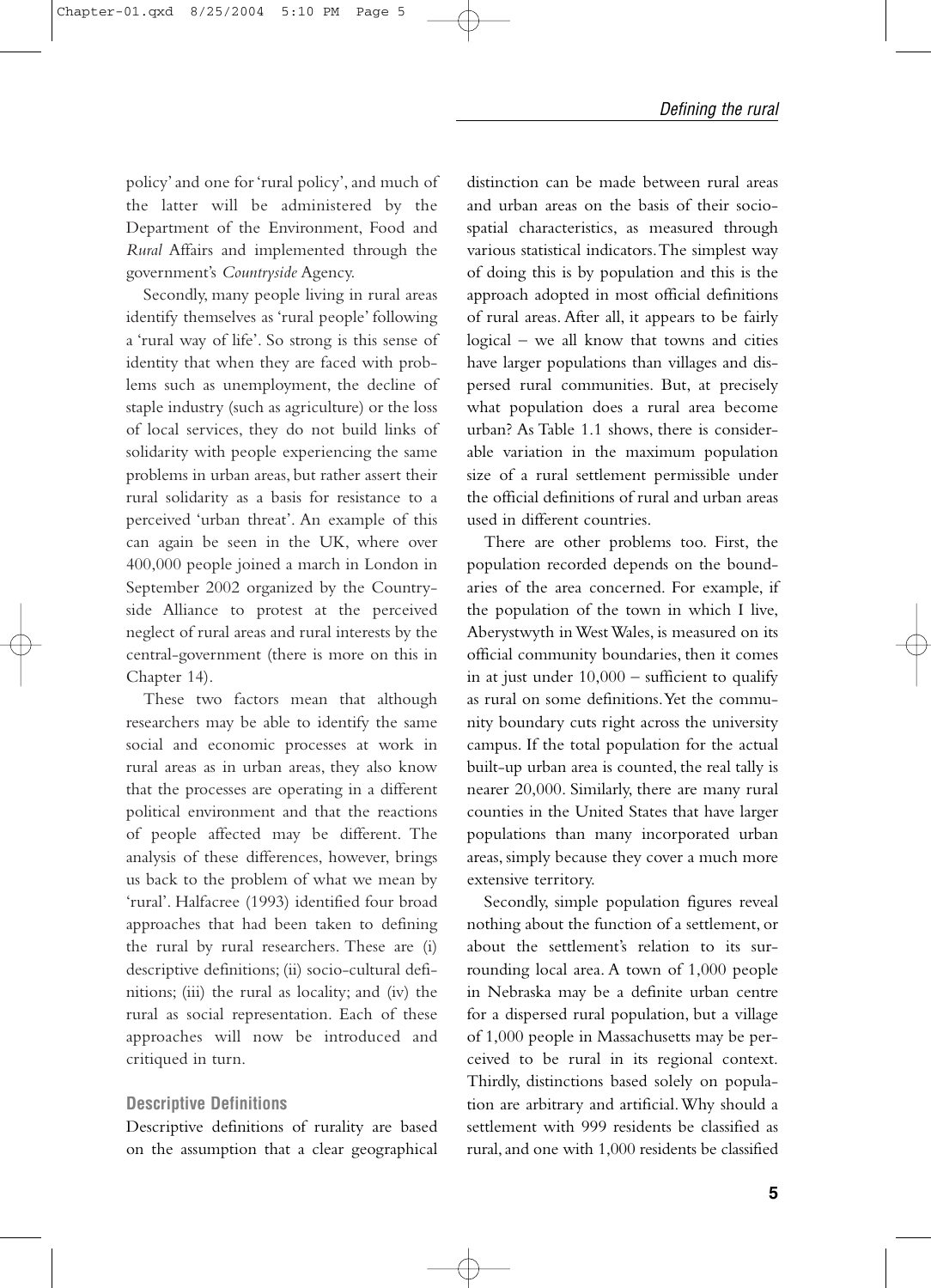policy' and one for 'rural policy', and much of the latter will be administered by the Department of the Environment, Food and *Rural* Affairs and implemented through the government's *Countryside* Agency.

Secondly, many people living in rural areas identify themselves as 'rural people' following a 'rural way of life'. So strong is this sense of identity that when they are faced with problems such as unemployment, the decline of staple industry (such as agriculture) or the loss of local services, they do not build links of solidarity with people experiencing the same problems in urban areas, but rather assert their rural solidarity as a basis for resistance to a perceived 'urban threat'. An example of this can again be seen in the UK, where over 400,000 people joined a march in London in September 2002 organized by the Countryside Alliance to protest at the perceived neglect of rural areas and rural interests by the central-government (there is more on this in Chapter 14).

These two factors mean that although researchers may be able to identify the same social and economic processes at work in rural areas as in urban areas, they also know that the processes are operating in a different political environment and that the reactions of people affected may be different. The analysis of these differences, however, brings us back to the problem of what we mean by 'rural'. Halfacree (1993) identified four broad approaches that had been taken to defining the rural by rural researchers. These are (i) descriptive definitions; (ii) socio-cultural definitions; (iii) the rural as locality; and (iv) the rural as social representation. Each of these approaches will now be introduced and critiqued in turn.

### Descriptive Definitions

Descriptive definitions of rurality are based on the assumption that a clear geographical distinction can be made between rural areas and urban areas on the basis of their socio-spatial characteristics, as measured through various statistical indicators. The simplest way of doing this is by population and this is the approach adopted in most official definitions of rural areas. After all, it appears to be fairly logical – we all know that towns and cities have larger populations than villages and dispersed rural communities. But, at precisely what population does a rural area become urban? As Table 1.1 shows, there is considerable variation in the maximum population size of a rural settlement permissible under the official definitions of rural and urban areas used in different countries.

There are other problems too. First, the population recorded depends on the boundaries of the area concerned. For example, if the population of the town in which I live, Aberystwyth in West Wales, is measured on its official community boundaries, then it comes in at just under 10,000 – sufficient to qualify as rural on some definitions. Yet the community boundary cuts right across the university campus. If the total population for the actual built-up urban area is counted, the real tally is nearer 20,000. Similarly, there are many rural counties in the United States that have larger populations than many incorporated urban areas, simply because they cover a much more extensive territory.

Secondly, simple population figures reveal nothing about the function of a settlement, or about the settlement's relation to its surrounding local area. A town of 1,000 people in Nebraska may be a definite urban centre for a dispersed rural population, but a village of 1,000 people in Massachusetts may be perceived to be rural in its regional context. Thirdly, distinctions based solely on population are arbitrary and artificial. Why should a settlement with 999 residents be classified as rural, and one with 1,000 residents be classified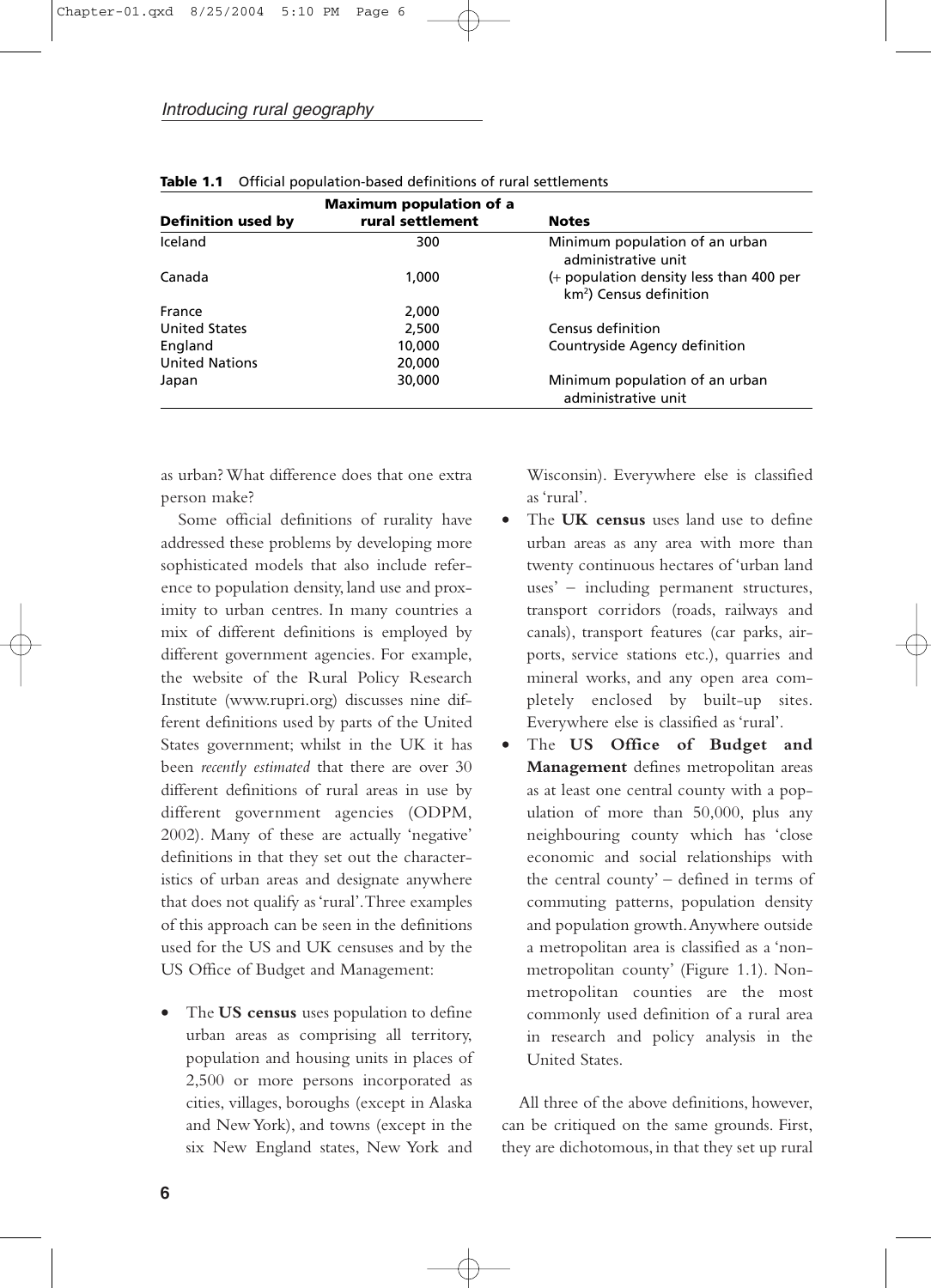**Table 1.1** Official population-based definitions of rural settlements

| Definition used by | Maximum population of a rural settlement | Notes |
|---|---|---|
| Iceland | 300 | Minimum population of an urban administrative unit |
| Canada | 1,000 | (+ population density less than 400 per km²) Census definition |
| France | 2,000 | |
| United States | 2,500 | Census definition |
| England | 10,000 | Countryside Agency definition |
| United Nations | 20,000 | |
| Japan | 30,000 | Minimum population of an urban administrative unit |

as urban? What difference does that one extra person make?

Some official definitions of rurality have addressed these problems by developing more sophisticated models that also include reference to population density, land use and proximity to urban centres. In many countries a mix of different definitions is employed by different government agencies. For example, the website of the Rural Policy Research Institute (www.rupri.org) discusses nine different definitions used by parts of the United States government; whilst in the UK it has been *recently estimated* that there are over 30 different definitions of rural areas in use by different government agencies (ODPM, 2002). Many of these are actually 'negative' definitions in that they set out the characteristics of urban areas and designate anywhere that does not qualify as 'rural'. Three examples of this approach can be seen in the definitions used for the US and UK censuses and by the US Office of Budget and Management:

- The **US census** uses population to define urban areas as comprising all territory, population and housing units in places of 2,500 or more persons incorporated as cities, villages, boroughs (except in Alaska and New York), and towns (except in the six New England states, New York and Wisconsin). Everywhere else is classified as 'rural'.
- The **UK census** uses land use to define urban areas as any area with more than twenty continuous hectares of 'urban land uses' – including permanent structures, transport corridors (roads, railways and canals), transport features (car parks, airports, service stations etc.), quarries and mineral works, and any open area completely enclosed by built-up sites. Everywhere else is classified as 'rural'.
- The **US Office of Budget and Management** defines metropolitan areas as at least one central county with a population of more than 50,000, plus any neighbouring county which has 'close economic and social relationships with the central county' – defined in terms of commuting patterns, population density and population growth. Anywhere outside a metropolitan area is classified as a 'non-metropolitan county' (Figure 1.1). Non-metropolitan counties are the most commonly used definition of a rural area in research and policy analysis in the United States.

All three of the above definitions, however, can be critiqued on the same grounds. First, they are dichotomous, in that they set up rural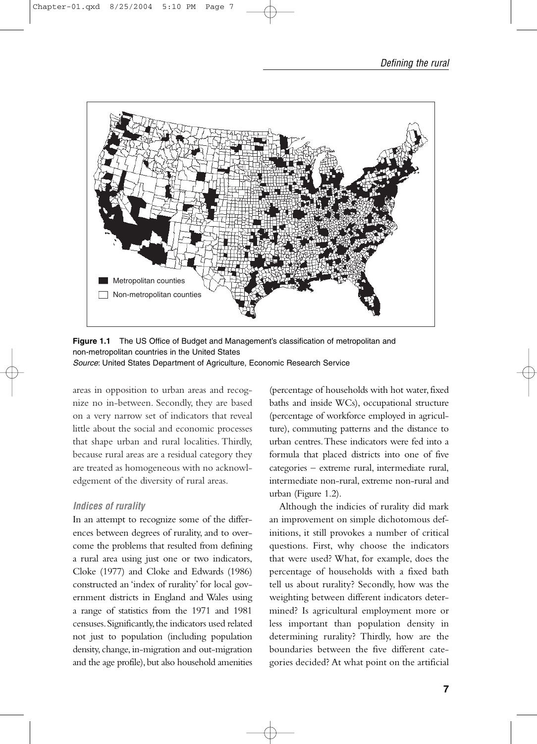Metropolitan counties

Non-metropolitan counties

**Figure 1.1** The US Office of Budget and Management's classification of metropolitan and non-metropolitan countries in the United States
*Source*: United States Department of Agriculture, Economic Research Service

areas in opposition to urban areas and recognize no in-between. Secondly, they are based on a very narrow set of indicators that reveal little about the social and economic processes that shape urban and rural localities. Thirdly, because rural areas are a residual category they are treated as homogeneous with no acknowledgement of the diversity of rural areas.

### *Indices of rurality*

In an attempt to recognize some of the differences between degrees of rurality, and to overcome the problems that resulted from defining a rural area using just one or two indicators, Cloke (1977) and Cloke and Edwards (1986) constructed an 'index of rurality' for local government districts in England and Wales using a range of statistics from the 1971 and 1981 censuses. Significantly, the indicators used related not just to population (including population density, change, in-migration and out-migration and the age profile), but also household amenities (percentage of households with hot water, fixed baths and inside WCs), occupational structure (percentage of workforce employed in agriculture), commuting patterns and the distance to urban centres. These indicators were fed into a formula that placed districts into one of five categories – extreme rural, intermediate rural, intermediate non-rural, extreme non-rural and urban (Figure 1.2).

Although the indicies of rurality did mark an improvement on simple dichotomous definitions, it still provokes a number of critical questions. First, why choose the indicators that were used? What, for example, does the percentage of households with a fixed bath tell us about rurality? Secondly, how was the weighting between different indicators determined? Is agricultural employment more or less important than population density in determining rurality? Thirdly, how are the boundaries between the five different categories decided? At what point on the artificial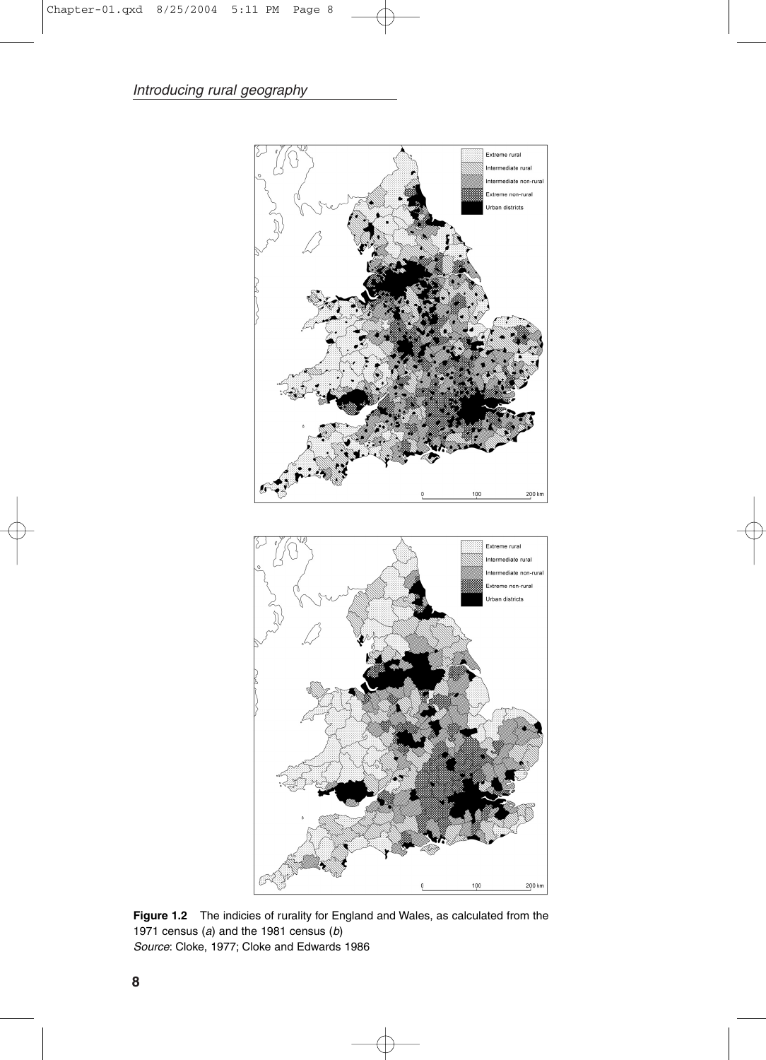**Figure 1.2** The indicies of rurality for England and Wales, as calculated from the 1971 census (*a*) and the 1981 census (*b*)
*Source*: Cloke, 1977; Cloke and Edwards 1986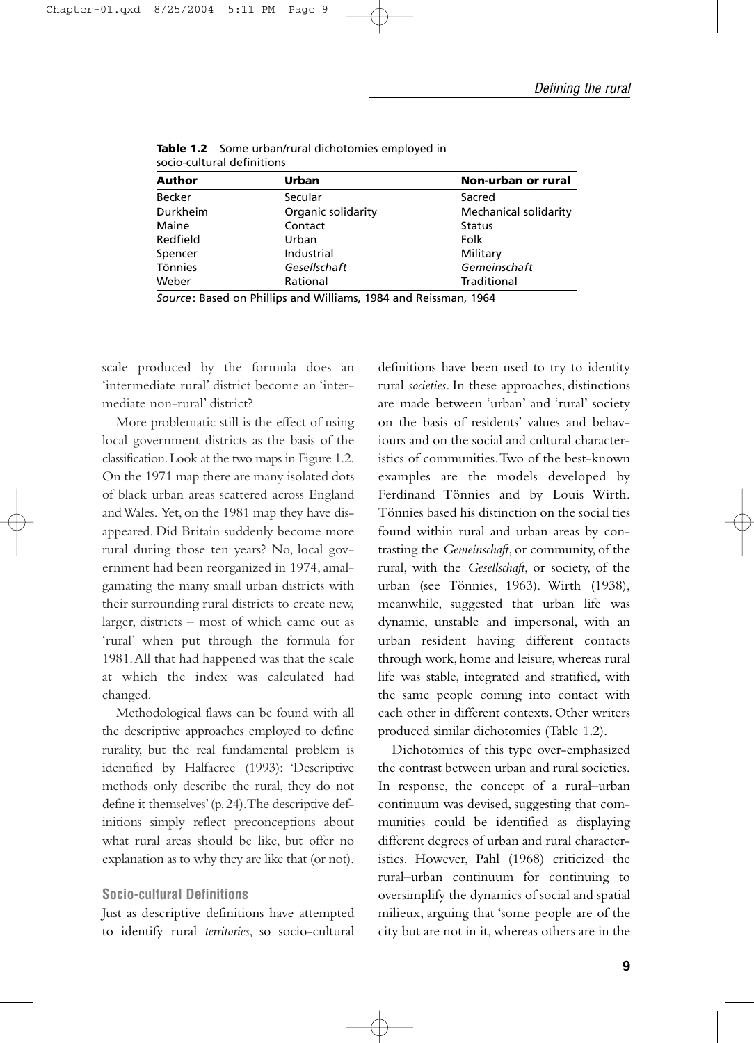**Table 1.2** Some urban/rural dichotomies employed in socio-cultural definitions

| Author | Urban | Non-urban or rural |
|---|---|---|
| Becker | Secular | Sacred |
| Durkheim | Organic solidarity | Mechanical solidarity |
| Maine | Contact | Status |
| Redfield | Urban | Folk |
| Spencer | Industrial | Military |
| Tönnies | *Gesellschaft* | *Gemeinschaft* |
| Weber | Rational | Traditional |

*Source*: Based on Phillips and Williams, 1984 and Reissman, 1964

scale produced by the formula does an 'intermediate rural' district become an 'intermediate non-rural' district?

More problematic still is the effect of using local government districts as the basis of the classification. Look at the two maps in Figure 1.2. On the 1971 map there are many isolated dots of black urban areas scattered across England and Wales. Yet, on the 1981 map they have disappeared. Did Britain suddenly become more rural during those ten years? No, local government had been reorganized in 1974, amalgamating the many small urban districts with their surrounding rural districts to create new, larger, districts – most of which came out as 'rural' when put through the formula for 1981. All that had happened was that the scale at which the index was calculated had changed.

Methodological flaws can be found with all the descriptive approaches employed to define rurality, but the real fundamental problem is identified by Halfacree (1993): 'Descriptive methods only describe the rural, they do not define it themselves' (p. 24). The descriptive definitions simply reflect preconceptions about what rural areas should be like, but offer no explanation as to why they are like that (or not).

### Socio-cultural Definitions

Just as descriptive definitions have attempted to identify rural *territories*, so socio-cultural definitions have been used to try to identity rural *societies*. In these approaches, distinctions are made between 'urban' and 'rural' society on the basis of residents' values and behaviours and on the social and cultural characteristics of communities. Two of the best-known examples are the models developed by Ferdinand Tönnies and by Louis Wirth. Tönnies based his distinction on the social ties found within rural and urban areas by contrasting the *Gemeinschaft*, or community, of the rural, with the *Gesellschaft*, or society, of the urban (see Tönnies, 1963). Wirth (1938), meanwhile, suggested that urban life was dynamic, unstable and impersonal, with an urban resident having different contacts through work, home and leisure, whereas rural life was stable, integrated and stratified, with the same people coming into contact with each other in different contexts. Other writers produced similar dichotomies (Table 1.2).

Dichotomies of this type over-emphasized the contrast between urban and rural societies. In response, the concept of a rural–urban continuum was devised, suggesting that communities could be identified as displaying different degrees of urban and rural characteristics. However, Pahl (1968) criticized the rural–urban continuum for continuing to oversimplify the dynamics of social and spatial milieux, arguing that 'some people are of the city but are not in it, whereas others are in the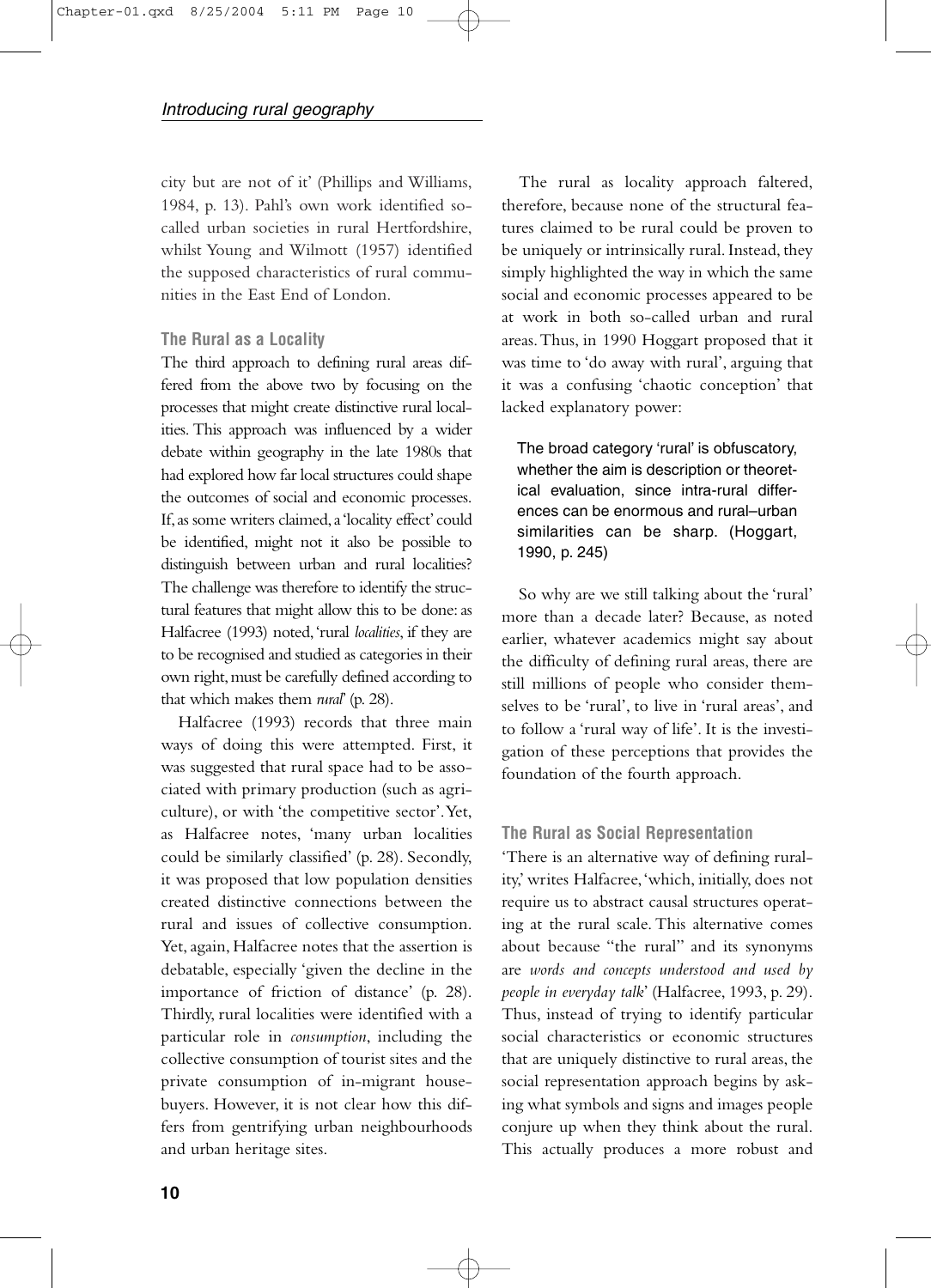city but are not of it' (Phillips and Williams, 1984, p. 13). Pahl's own work identified so-called urban societies in rural Hertfordshire, whilst Young and Wilmott (1957) identified the supposed characteristics of rural communities in the East End of London.

### The Rural as a Locality

The third approach to defining rural areas differed from the above two by focusing on the processes that might create distinctive rural localities. This approach was influenced by a wider debate within geography in the late 1980s that had explored how far local structures could shape the outcomes of social and economic processes. If, as some writers claimed, a 'locality effect' could be identified, might not it also be possible to distinguish between urban and rural localities? The challenge was therefore to identify the structural features that might allow this to be done: as Halfacree (1993) noted, 'rural *localities*, if they are to be recognised and studied as categories in their own right, must be carefully defined according to that which makes them *rural*' (p. 28).

Halfacree (1993) records that three main ways of doing this were attempted. First, it was suggested that rural space had to be associated with primary production (such as agriculture), or with 'the competitive sector'. Yet, as Halfacree notes, 'many urban localities could be similarly classified' (p. 28). Secondly, it was proposed that low population densities created distinctive connections between the rural and issues of collective consumption. Yet, again, Halfacree notes that the assertion is debatable, especially 'given the decline in the importance of friction of distance' (p. 28). Thirdly, rural localities were identified with a particular role in *consumption*, including the collective consumption of tourist sites and the private consumption of in-migrant house-buyers. However, it is not clear how this differs from gentrifying urban neighbourhoods and urban heritage sites.

The rural as locality approach faltered, therefore, because none of the structural features claimed to be rural could be proven to be uniquely or intrinsically rural. Instead, they simply highlighted the way in which the same social and economic processes appeared to be at work in both so-called urban and rural areas. Thus, in 1990 Hoggart proposed that it was time to 'do away with rural', arguing that it was a confusing 'chaotic conception' that lacked explanatory power:

> The broad category 'rural' is obfuscatory, whether the aim is description or theoretical evaluation, since intra-rural differences can be enormous and rural–urban similarities can be sharp. (Hoggart, 1990, p. 245)

So why are we still talking about the 'rural' more than a decade later? Because, as noted earlier, whatever academics might say about the difficulty of defining rural areas, there are still millions of people who consider themselves to be 'rural', to live in 'rural areas', and to follow a 'rural way of life'. It is the investigation of these perceptions that provides the foundation of the fourth approach.

### The Rural as Social Representation

'There is an alternative way of defining rurality,' writes Halfacree, 'which, initially, does not require us to abstract causal structures operating at the rural scale. This alternative comes about because "the rural" and its synonyms are *words and concepts understood and used by people in everyday talk*' (Halfacree, 1993, p. 29). Thus, instead of trying to identify particular social characteristics or economic structures that are uniquely distinctive to rural areas, the social representation approach begins by asking what symbols and signs and images people conjure up when they think about the rural. This actually produces a more robust and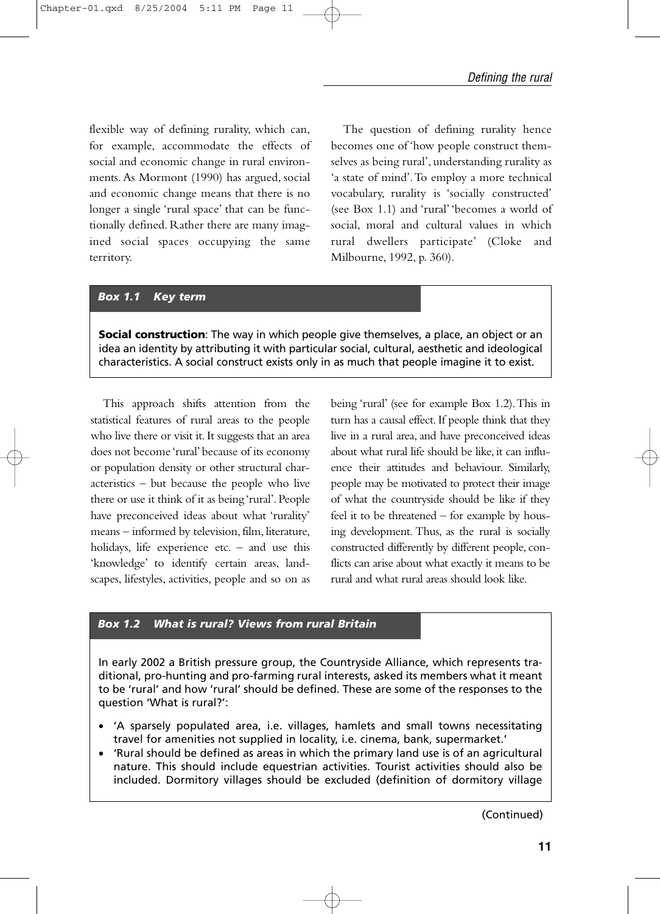flexible way of defining rurality, which can, for example, accommodate the effects of social and economic change in rural environments. As Mormont (1990) has argued, social and economic change means that there is no longer a single 'rural space' that can be functionally defined. Rather there are many imagined social spaces occupying the same territory.

The question of defining rurality hence becomes one of 'how people construct themselves as being rural', understanding rurality as 'a state of mind'. To employ a more technical vocabulary, rurality is 'socially constructed' (see Box 1.1) and 'rural' 'becomes a world of social, moral and cultural values in which rural dwellers participate' (Cloke and Milbourne, 1992, p. 360).

> ***Box 1.1 Key term***
>
> **Social construction**: The way in which people give themselves, a place, an object or an idea an identity by attributing it with particular social, cultural, aesthetic and ideological characteristics. A social construct exists only in as much that people imagine it to exist.

This approach shifts attention from the statistical features of rural areas to the people who live there or visit it. It suggests that an area does not become 'rural' because of its economy or population density or other structural characteristics – but because the people who live there or use it think of it as being 'rural'. People have preconceived ideas about what 'rurality' means – informed by television, film, literature, holidays, life experience etc. – and use this 'knowledge' to identify certain areas, landscapes, lifestyles, activities, people and so on as being 'rural' (see for example Box 1.2). This in turn has a causal effect. If people think that they live in a rural area, and have preconceived ideas about what rural life should be like, it can influence their attitudes and behaviour. Similarly, people may be motivated to protect their image of what the countryside should be like if they feel it to be threatened – for example by housing development. Thus, as the rural is socially constructed differently by different people, conflicts can arise about what exactly it means to be rural and what rural areas should look like.

> ***Box 1.2 What is rural? Views from rural Britain***
>
> In early 2002 a British pressure group, the Countryside Alliance, which represents traditional, pro-hunting and pro-farming rural interests, asked its members what it meant to be 'rural' and how 'rural' should be defined. These are some of the responses to the question 'What is rural?':
>
> - 'A sparsely populated area, i.e. villages, hamlets and small towns necessitating travel for amenities not supplied in locality, i.e. cinema, bank, supermarket.'
> - 'Rural should be defined as areas in which the primary land use is of an agricultural nature. This should include equestrian activities. Tourist activities should also be included. Dormitory villages should be excluded (definition of dormitory village
>
> (Continued)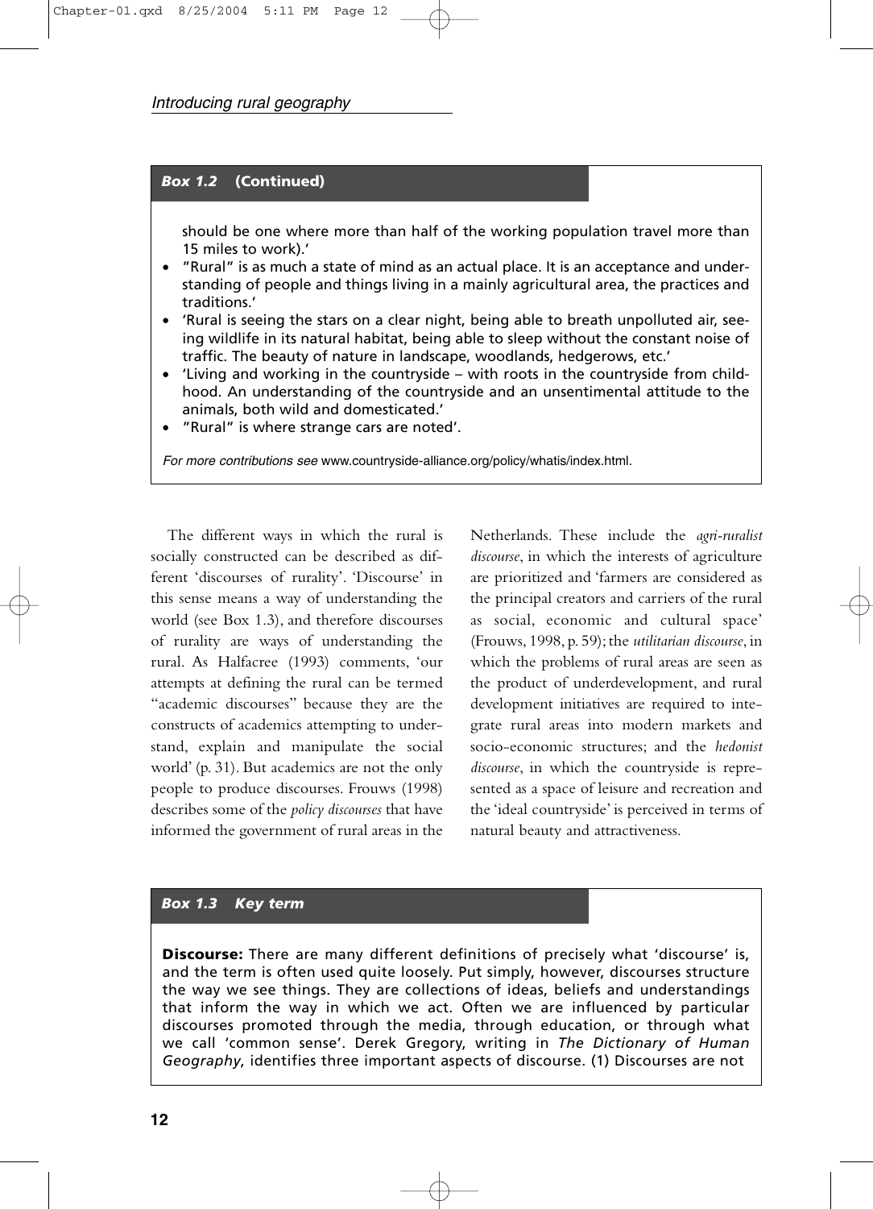**Box 1.2 (Continued)**

should be one where more than half of the working population travel more than 15 miles to work).'

- "Rural" is as much a state of mind as an actual place. It is an acceptance and understanding of people and things living in a mainly agricultural area, the practices and traditions.'
- 'Rural is seeing the stars on a clear night, being able to breath unpolluted air, seeing wildlife in its natural habitat, being able to sleep without the constant noise of traffic. The beauty of nature in landscape, woodlands, hedgerows, etc.'
- 'Living and working in the countryside – with roots in the countryside from childhood. An understanding of the countryside and an unsentimental attitude to the animals, both wild and domesticated.'
- "Rural" is where strange cars are noted'.

*For more contributions see* www.countryside-alliance.org/policy/whatis/index.html.

The different ways in which the rural is socially constructed can be described as different 'discourses of rurality'. 'Discourse' in this sense means a way of understanding the world (see Box 1.3), and therefore discourses of rurality are ways of understanding the rural. As Halfacree (1993) comments, 'our attempts at defining the rural can be termed "academic discourses" because they are the constructs of academics attempting to understand, explain and manipulate the social world' (p. 31). But academics are not the only people to produce discourses. Frouws (1998) describes some of the *policy discourses* that have informed the government of rural areas in the Netherlands. These include the *agri-ruralist discourse*, in which the interests of agriculture are prioritized and 'farmers are considered as the principal creators and carriers of the rural as social, economic and cultural space' (Frouws, 1998, p. 59); the *utilitarian discourse*, in which the problems of rural areas are seen as the product of underdevelopment, and rural development initiatives are required to integrate rural areas into modern markets and socio-economic structures; and the *hedonist discourse*, in which the countryside is represented as a space of leisure and recreation and the 'ideal countryside' is perceived in terms of natural beauty and attractiveness.

***Box 1.3 Key term***

**Discourse:** There are many different definitions of precisely what 'discourse' is, and the term is often used quite loosely. Put simply, however, discourses structure the way we see things. They are collections of ideas, beliefs and understandings that inform the way in which we act. Often we are influenced by particular discourses promoted through the media, through education, or through what we call 'common sense'. Derek Gregory, writing in *The Dictionary of Human Geography*, identifies three important aspects of discourse. (1) Discourses are not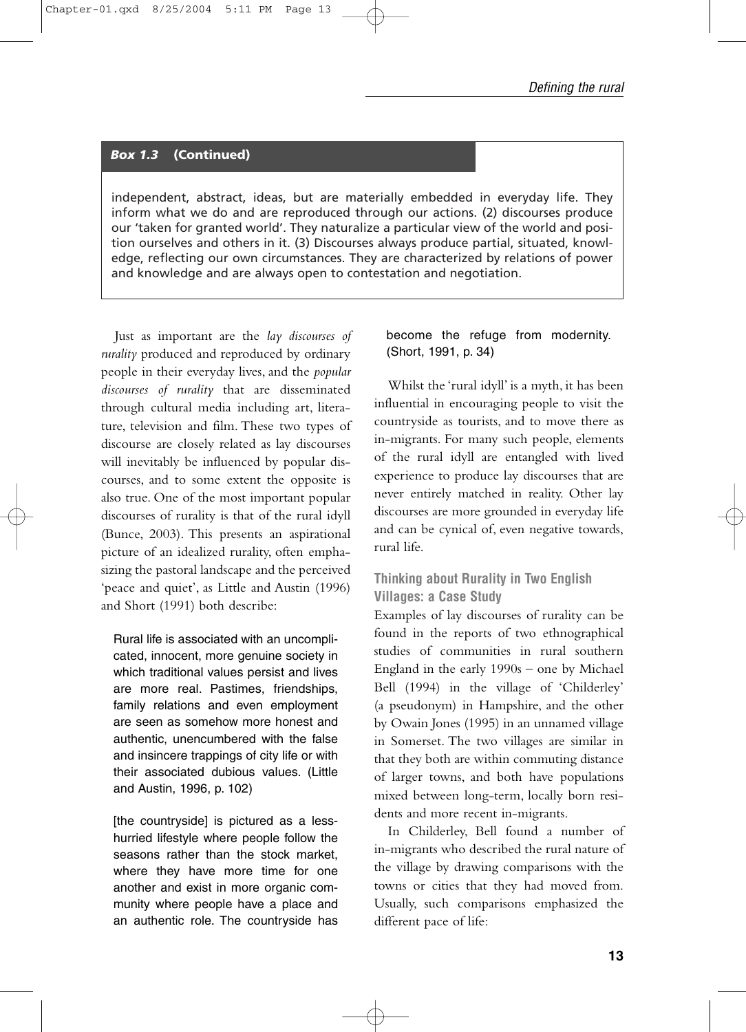**Box 1.3 (Continued)**

independent, abstract, ideas, but are materially embedded in everyday life. They inform what we do and are reproduced through our actions. (2) discourses produce our 'taken for granted world'. They naturalize a particular view of the world and position ourselves and others in it. (3) Discourses always produce partial, situated, knowledge, reflecting our own circumstances. They are characterized by relations of power and knowledge and are always open to contestation and negotiation.

Just as important are the *lay discourses of rurality* produced and reproduced by ordinary people in their everyday lives, and the *popular discourses of rurality* that are disseminated through cultural media including art, literature, television and film. These two types of discourse are closely related as lay discourses will inevitably be influenced by popular discourses, and to some extent the opposite is also true. One of the most important popular discourses of rurality is that of the rural idyll (Bunce, 2003). This presents an aspirational picture of an idealized rurality, often emphasizing the pastoral landscape and the perceived 'peace and quiet', as Little and Austin (1996) and Short (1991) both describe:

> Rural life is associated with an uncomplicated, innocent, more genuine society in which traditional values persist and lives are more real. Pastimes, friendships, family relations and even employment are seen as somehow more honest and authentic, unencumbered with the false and insincere trappings of city life or with their associated dubious values. (Little and Austin, 1996, p. 102)

> [the countryside] is pictured as a less-hurried lifestyle where people follow the seasons rather than the stock market, where they have more time for one another and exist in more organic community where people have a place and an authentic role. The countryside has become the refuge from modernity. (Short, 1991, p. 34)

Whilst the 'rural idyll' is a myth, it has been influential in encouraging people to visit the countryside as tourists, and to move there as in-migrants. For many such people, elements of the rural idyll are entangled with lived experience to produce lay discourses that are never entirely matched in reality. Other lay discourses are more grounded in everyday life and can be cynical of, even negative towards, rural life.

### Thinking about Rurality in Two English Villages: a Case Study

Examples of lay discourses of rurality can be found in the reports of two ethnographical studies of communities in rural southern England in the early 1990s – one by Michael Bell (1994) in the village of 'Childerley' (a pseudonym) in Hampshire, and the other by Owain Jones (1995) in an unnamed village in Somerset. The two villages are similar in that they both are within commuting distance of larger towns, and both have populations mixed between long-term, locally born residents and more recent in-migrants.

In Childerley, Bell found a number of in-migrants who described the rural nature of the village by drawing comparisons with the towns or cities that they had moved from. Usually, such comparisons emphasized the different pace of life: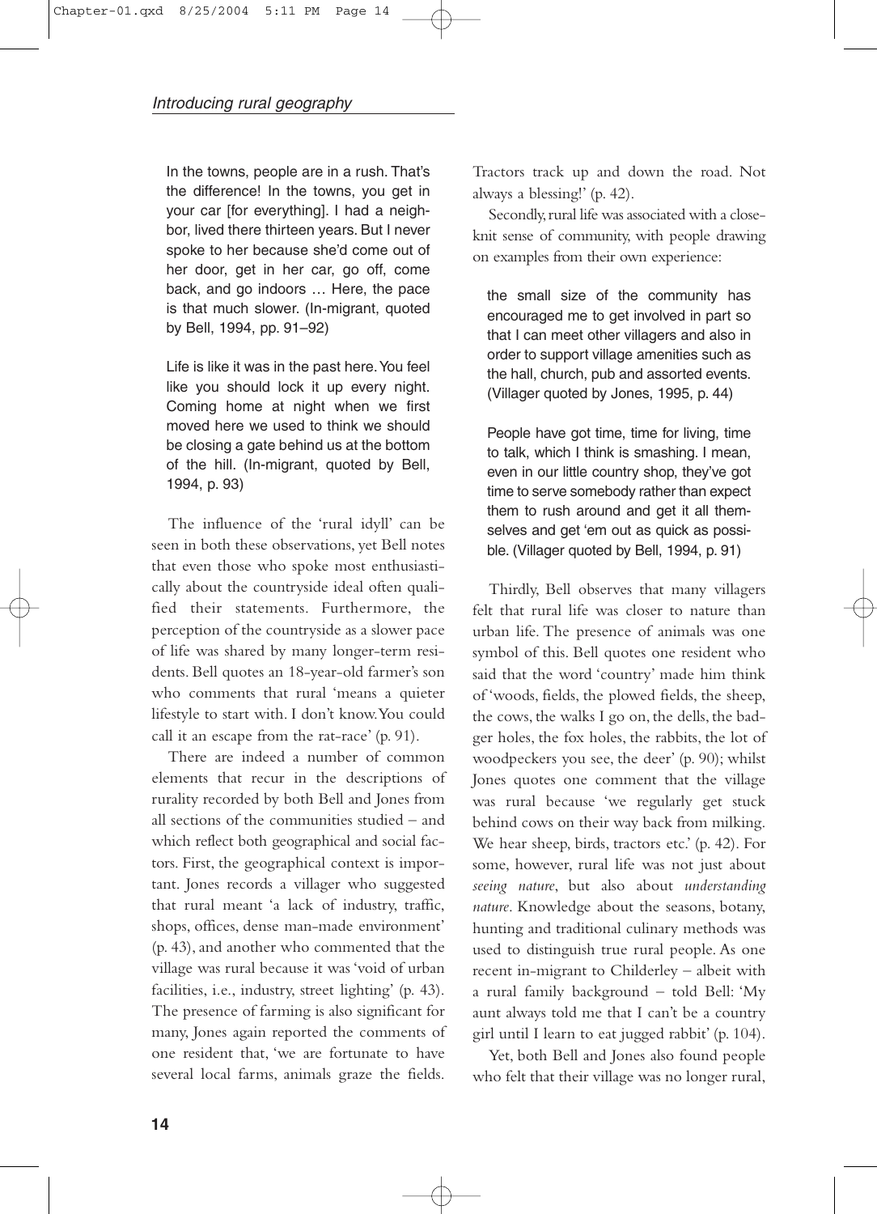> In the towns, people are in a rush. That's the difference! In the towns, you get in your car [for everything]. I had a neighbor, lived there thirteen years. But I never spoke to her because she'd come out of her door, get in her car, go off, come back, and go indoors … Here, the pace is that much slower. (In-migrant, quoted by Bell, 1994, pp. 91–92)

> Life is like it was in the past here. You feel like you should lock it up every night. Coming home at night when we first moved here we used to think we should be closing a gate behind us at the bottom of the hill. (In-migrant, quoted by Bell, 1994, p. 93)

The influence of the 'rural idyll' can be seen in both these observations, yet Bell notes that even those who spoke most enthusiastically about the countryside ideal often qualified their statements. Furthermore, the perception of the countryside as a slower pace of life was shared by many longer-term residents. Bell quotes an 18-year-old farmer's son who comments that rural 'means a quieter lifestyle to start with. I don't know. You could call it an escape from the rat-race' (p. 91).

There are indeed a number of common elements that recur in the descriptions of rurality recorded by both Bell and Jones from all sections of the communities studied – and which reflect both geographical and social factors. First, the geographical context is important. Jones records a villager who suggested that rural meant 'a lack of industry, traffic, shops, offices, dense man-made environment' (p. 43), and another who commented that the village was rural because it was 'void of urban facilities, i.e., industry, street lighting' (p. 43). The presence of farming is also significant for many, Jones again reported the comments of one resident that, 'we are fortunate to have several local farms, animals graze the fields. Tractors track up and down the road. Not always a blessing!' (p. 42).

Secondly, rural life was associated with a close-knit sense of community, with people drawing on examples from their own experience:

> the small size of the community has encouraged me to get involved in part so that I can meet other villagers and also in order to support village amenities such as the hall, church, pub and assorted events. (Villager quoted by Jones, 1995, p. 44)

> People have got time, time for living, time to talk, which I think is smashing. I mean, even in our little country shop, they've got time to serve somebody rather than expect them to rush around and get it all themselves and get 'em out as quick as possible. (Villager quoted by Bell, 1994, p. 91)

Thirdly, Bell observes that many villagers felt that rural life was closer to nature than urban life. The presence of animals was one symbol of this. Bell quotes one resident who said that the word 'country' made him think of 'woods, fields, the plowed fields, the sheep, the cows, the walks I go on, the dells, the badger holes, the fox holes, the rabbits, the lot of woodpeckers you see, the deer' (p. 90); whilst Jones quotes one comment that the village was rural because 'we regularly get stuck behind cows on their way back from milking. We hear sheep, birds, tractors etc.' (p. 42). For some, however, rural life was not just about *seeing nature*, but also about *understanding nature*. Knowledge about the seasons, botany, hunting and traditional culinary methods was used to distinguish true rural people. As one recent in-migrant to Childerley – albeit with a rural family background – told Bell: 'My aunt always told me that I can't be a country girl until I learn to eat jugged rabbit' (p. 104).

Yet, both Bell and Jones also found people who felt that their village was no longer rural,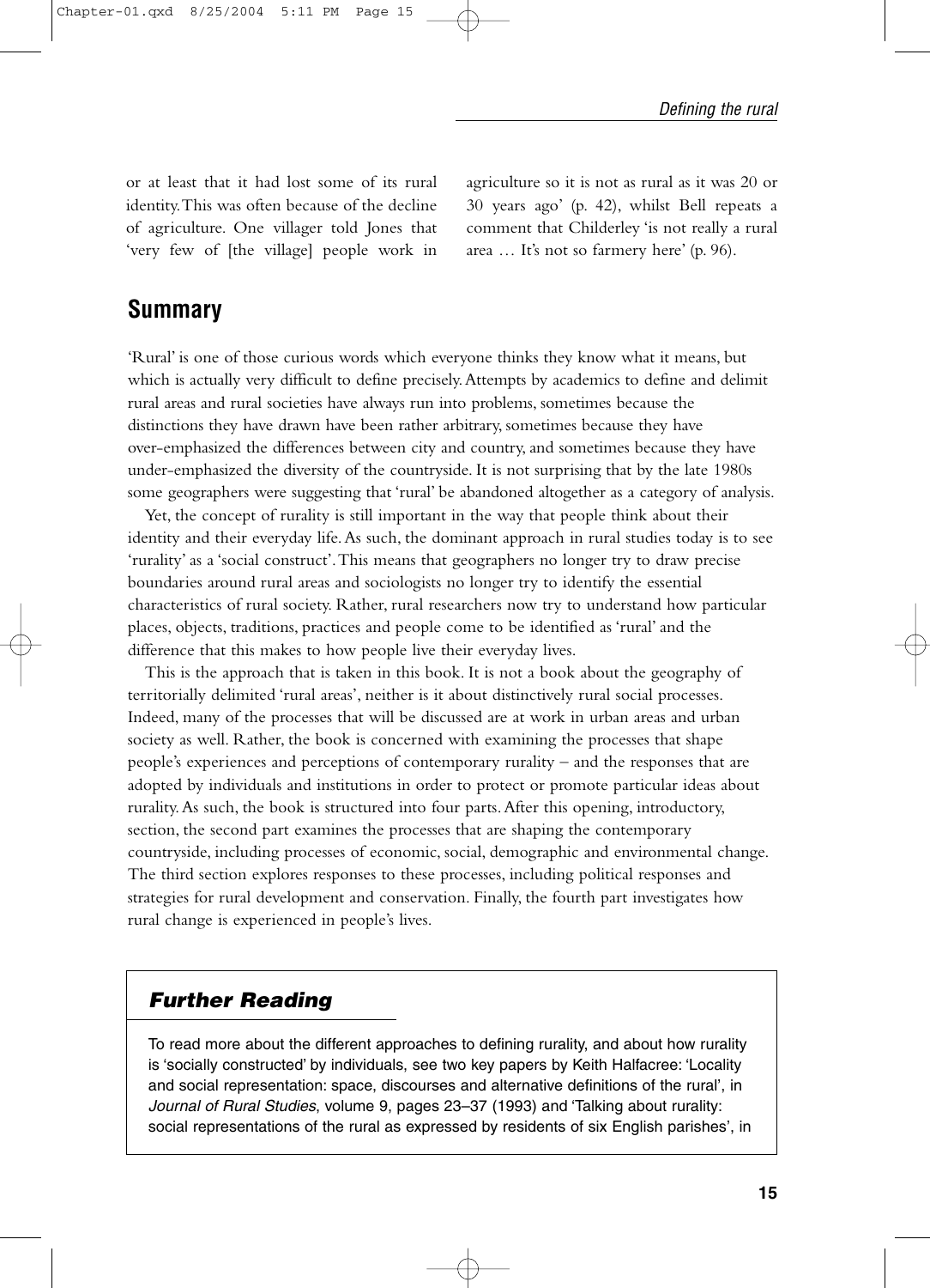or at least that it had lost some of its rural identity. This was often because of the decline of agriculture. One villager told Jones that 'very few of [the village] people work in agriculture so it is not as rural as it was 20 or 30 years ago' (p. 42), whilst Bell repeats a comment that Childerley 'is not really a rural area … It's not so farmery here' (p. 96).

## Summary

'Rural' is one of those curious words which everyone thinks they know what it means, but which is actually very difficult to define precisely. Attempts by academics to define and delimit rural areas and rural societies have always run into problems, sometimes because the distinctions they have drawn have been rather arbitrary, sometimes because they have over-emphasized the differences between city and country, and sometimes because they have under-emphasized the diversity of the countryside. It is not surprising that by the late 1980s some geographers were suggesting that 'rural' be abandoned altogether as a category of analysis.

Yet, the concept of rurality is still important in the way that people think about their identity and their everyday life. As such, the dominant approach in rural studies today is to see 'rurality' as a 'social construct'. This means that geographers no longer try to draw precise boundaries around rural areas and sociologists no longer try to identify the essential characteristics of rural society. Rather, rural researchers now try to understand how particular places, objects, traditions, practices and people come to be identified as 'rural' and the difference that this makes to how people live their everyday lives.

This is the approach that is taken in this book. It is not a book about the geography of territorially delimited 'rural areas', neither is it about distinctively rural social processes. Indeed, many of the processes that will be discussed are at work in urban areas and urban society as well. Rather, the book is concerned with examining the processes that shape people's experiences and perceptions of contemporary rurality – and the responses that are adopted by individuals and institutions in order to protect or promote particular ideas about rurality. As such, the book is structured into four parts. After this opening, introductory, section, the second part examines the processes that are shaping the contemporary countryside, including processes of economic, social, demographic and environmental change. The third section explores responses to these processes, including political responses and strategies for rural development and conservation. Finally, the fourth part investigates how rural change is experienced in people's lives.

### *Further Reading*

To read more about the different approaches to defining rurality, and about how rurality is 'socially constructed' by individuals, see two key papers by Keith Halfacree: 'Locality and social representation: space, discourses and alternative definitions of the rural', in *Journal of Rural Studies*, volume 9, pages 23–37 (1993) and 'Talking about rurality: social representations of the rural as expressed by residents of six English parishes', in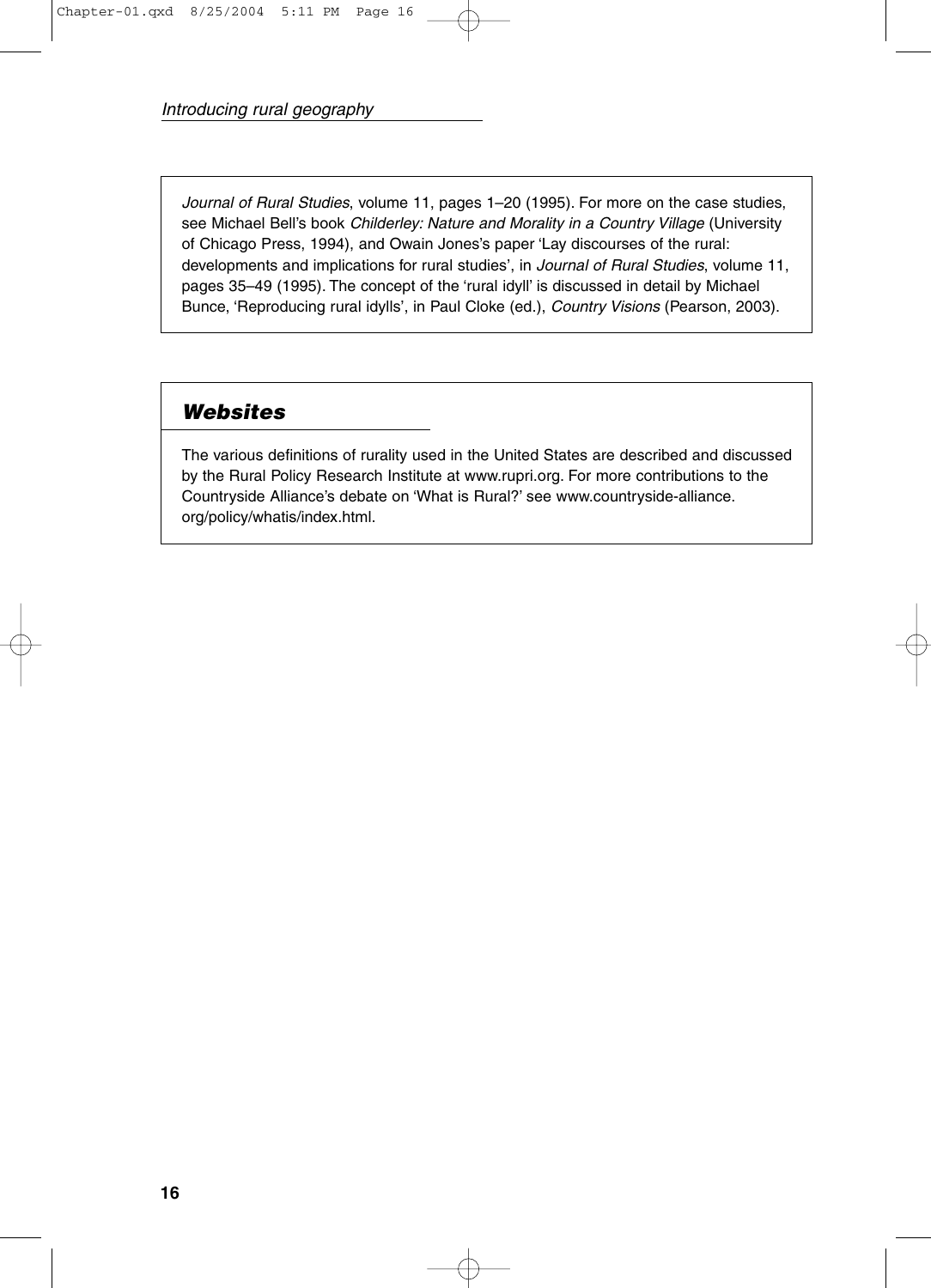*Journal of Rural Studies*, volume 11, pages 1–20 (1995). For more on the case studies, see Michael Bell's book *Childerley: Nature and Morality in a Country Village* (University of Chicago Press, 1994), and Owain Jones's paper 'Lay discourses of the rural: developments and implications for rural studies', in *Journal of Rural Studies*, volume 11, pages 35–49 (1995). The concept of the 'rural idyll' is discussed in detail by Michael Bunce, 'Reproducing rural idylls', in Paul Cloke (ed.), *Country Visions* (Pearson, 2003).

## *Websites*

The various definitions of rurality used in the United States are described and discussed by the Rural Policy Research Institute at www.rupri.org. For more contributions to the Countryside Alliance's debate on 'What is Rural?' see www.countryside-alliance.org/policy/whatis/index.html.